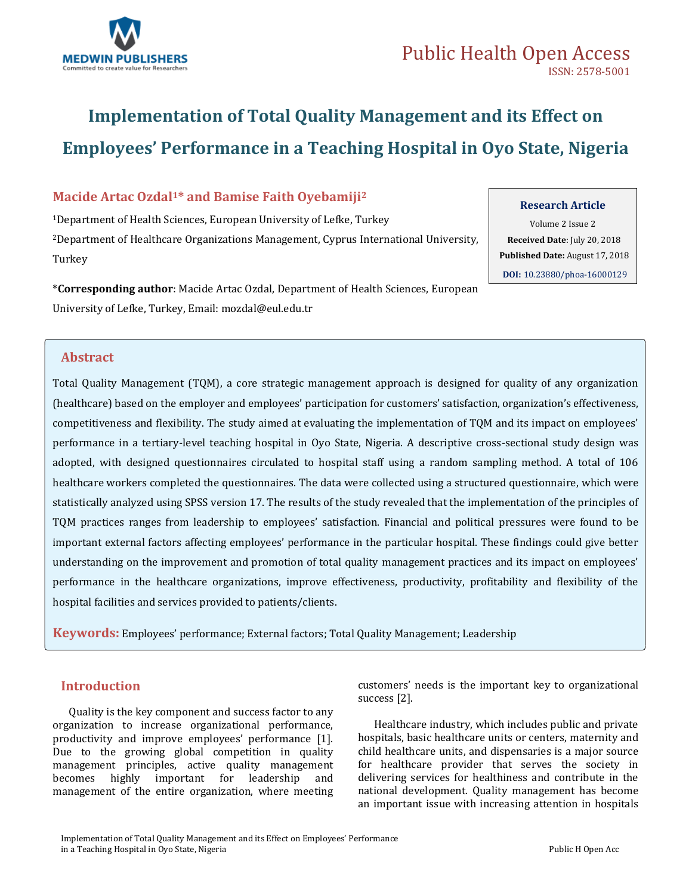# Implementation of Total Quality Management and its Effect on Employees' Performance in a Teaching Hospital in Oyo State, Nigeria

**Macide Artac Ozdal[1]* and Bamise Faith Oyebamiji[2]**

[1]Department of Health Sciences, European University of Lefke, Turkey

[2]Department of Healthcare Organizations Management, Cyprus International University, Turkey

***Corresponding author**: Macide Artac Ozdal, Department of Health Sciences, European University of Lefke, Turkey, Email: mozdal@eul.edu.tr

**Research Article**

Volume 2 Issue 2

**Received Date**: July 20, 2018

**Published Date:** August 17, 2018

**DOI:** 10.23880/phoa-16000129

## Abstract

Total Quality Management (TQM), a core strategic management approach is designed for quality of any organization (healthcare) based on the employer and employees' participation for customers' satisfaction, organization's effectiveness, competitiveness and flexibility. The study aimed at evaluating the implementation of TQM and its impact on employees' performance in a tertiary-level teaching hospital in Oyo State, Nigeria. A descriptive cross-sectional study design was adopted, with designed questionnaires circulated to hospital staff using a random sampling method. A total of 106 healthcare workers completed the questionnaires. The data were collected using a structured questionnaire, which were statistically analyzed using SPSS version 17. The results of the study revealed that the implementation of the principles of TQM practices ranges from leadership to employees' satisfaction. Financial and political pressures were found to be important external factors affecting employees' performance in the particular hospital. These findings could give better understanding on the improvement and promotion of total quality management practices and its impact on employees' performance in the healthcare organizations, improve effectiveness, productivity, profitability and flexibility of the hospital facilities and services provided to patients/clients.

**Keywords:** Employees' performance; External factors; Total Quality Management; Leadership

## Introduction

Quality is the key component and success factor to any organization to increase organizational performance, productivity and improve employees' performance [1]. Due to the growing global competition in quality management principles, active quality management becomes highly important for leadership and management of the entire organization, where meeting customers' needs is the important key to organizational success [2].

Healthcare industry, which includes public and private hospitals, basic healthcare units or centers, maternity and child healthcare units, and dispensaries is a major source for healthcare provider that serves the society in delivering services for healthiness and contribute in the national development. Quality management has become an important issue with increasing attention in hospitals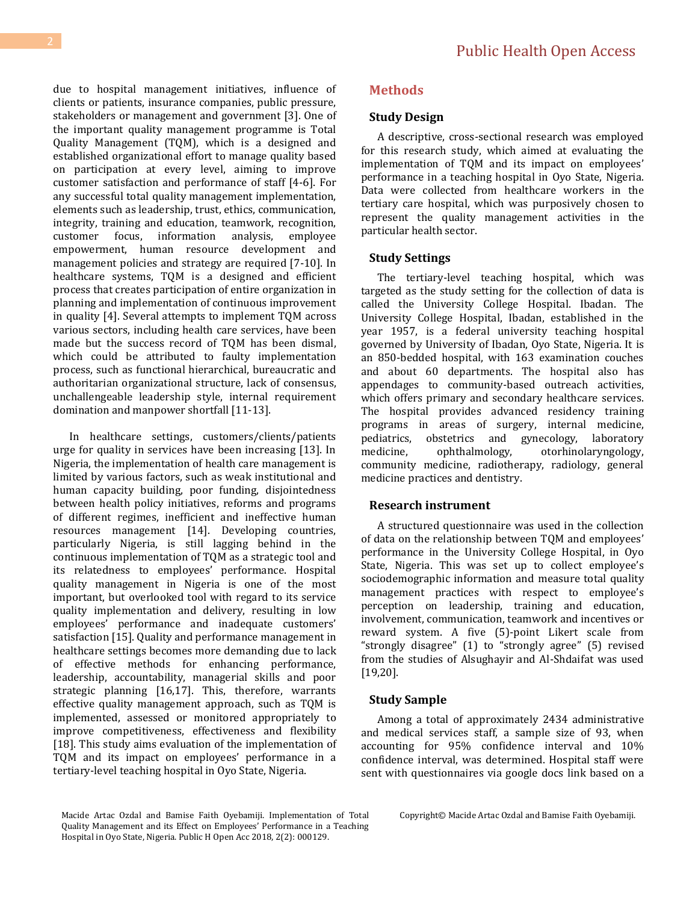due to hospital management initiatives, influence of clients or patients, insurance companies, public pressure, stakeholders or management and government [3]. One of the important quality management programme is Total Quality Management (TQM), which is a designed and established organizational effort to manage quality based on participation at every level, aiming to improve customer satisfaction and performance of staff [4-6]. For any successful total quality management implementation, elements such as leadership, trust, ethics, communication, integrity, training and education, teamwork, recognition, customer focus, information analysis, employee empowerment, human resource development and management policies and strategy are required [7-10]. In healthcare systems, TQM is a designed and efficient process that creates participation of entire organization in planning and implementation of continuous improvement in quality [4]. Several attempts to implement TQM across various sectors, including health care services, have been made but the success record of TQM has been dismal, which could be attributed to faulty implementation process, such as functional hierarchical, bureaucratic and authoritarian organizational structure, lack of consensus, unchallengeable leadership style, internal requirement domination and manpower shortfall [11-13].

In healthcare settings, customers/clients/patients urge for quality in services have been increasing [13]. In Nigeria, the implementation of health care management is limited by various factors, such as weak institutional and human capacity building, poor funding, disjointedness between health policy initiatives, reforms and programs of different regimes, inefficient and ineffective human resources management [14]. Developing countries, particularly Nigeria, is still lagging behind in the continuous implementation of TQM as a strategic tool and its relatedness to employees' performance. Hospital quality management in Nigeria is one of the most important, but overlooked tool with regard to its service quality implementation and delivery, resulting in low employees' performance and inadequate customers' satisfaction [15]. Quality and performance management in healthcare settings becomes more demanding due to lack of effective methods for enhancing performance, leadership, accountability, managerial skills and poor strategic planning [16,17]. This, therefore, warrants effective quality management approach, such as TQM is implemented, assessed or monitored appropriately to improve competitiveness, effectiveness and flexibility [18]. This study aims evaluation of the implementation of TQM and its impact on employees' performance in a tertiary-level teaching hospital in Oyo State, Nigeria.

## Methods

### Study Design

A descriptive, cross-sectional research was employed for this research study, which aimed at evaluating the implementation of TQM and its impact on employees' performance in a teaching hospital in Oyo State, Nigeria. Data were collected from healthcare workers in the tertiary care hospital, which was purposively chosen to represent the quality management activities in the particular health sector.

### Study Settings

The tertiary-level teaching hospital, which was targeted as the study setting for the collection of data is called the University College Hospital. Ibadan. The University College Hospital, Ibadan, established in the year 1957, is a federal university teaching hospital governed by University of Ibadan, Oyo State, Nigeria. It is an 850-bedded hospital, with 163 examination couches and about 60 departments. The hospital also has appendages to community-based outreach activities, which offers primary and secondary healthcare services. The hospital provides advanced residency training programs in areas of surgery, internal medicine, pediatrics, obstetrics and gynecology, laboratory medicine, ophthalmology, otorhinolaryngology, community medicine, radiotherapy, radiology, general medicine practices and dentistry.

### Research instrument

A structured questionnaire was used in the collection of data on the relationship between TQM and employees' performance in the University College Hospital, in Oyo State, Nigeria. This was set up to collect employee's sociodemographic information and measure total quality management practices with respect to employee's perception on leadership, training and education, involvement, communication, teamwork and incentives or reward system. A five (5)-point Likert scale from "strongly disagree" (1) to "strongly agree" (5) revised from the studies of Alsughayir and Al-Shdaifat was used [19,20].

### Study Sample

Among a total of approximately 2434 administrative and medical services staff, a sample size of 93, when accounting for 95% confidence interval and 10% confidence interval, was determined. Hospital staff were sent with questionnaires via google docs link based on a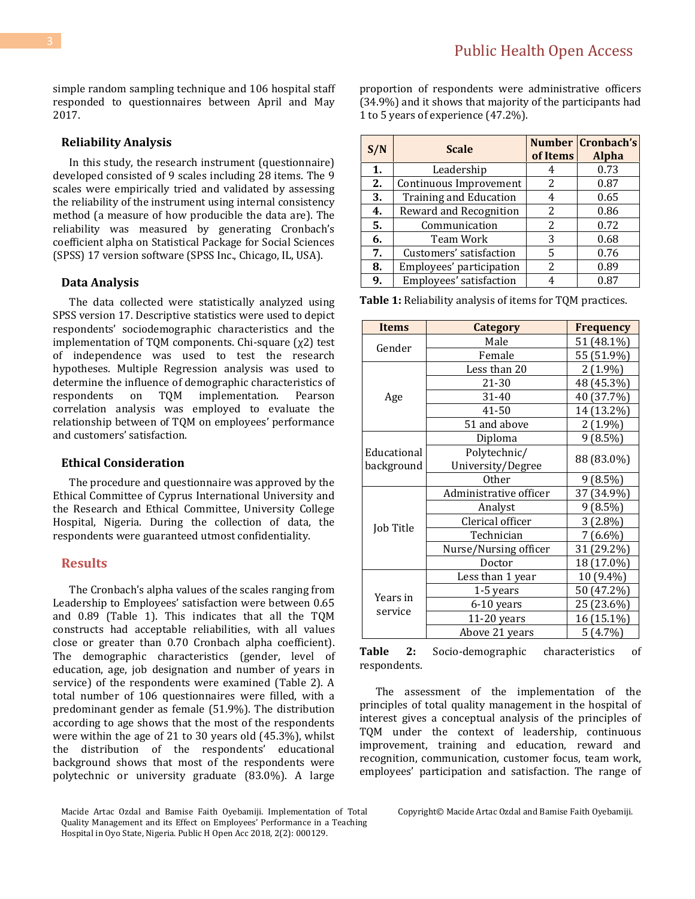simple random sampling technique and 106 hospital staff responded to questionnaires between April and May 2017.

### Reliability Analysis

In this study, the research instrument (questionnaire) developed consisted of 9 scales including 28 items. The 9 scales were empirically tried and validated by assessing the reliability of the instrument using internal consistency method (a measure of how producible the data are). The reliability was measured by generating Cronbach's coefficient alpha on Statistical Package for Social Sciences (SPSS) 17 version software (SPSS Inc., Chicago, IL, USA).

### Data Analysis

The data collected were statistically analyzed using SPSS version 17. Descriptive statistics were used to depict respondents' sociodemographic characteristics and the implementation of TQM components. Chi-square ($\chi 2$) test of independence was used to test the research hypotheses. Multiple Regression analysis was used to determine the influence of demographic characteristics of respondents on TQM implementation. Pearson correlation analysis was employed to evaluate the relationship between of TQM on employees' performance and customers' satisfaction.

### Ethical Consideration

The procedure and questionnaire was approved by the Ethical Committee of Cyprus International University and the Research and Ethical Committee, University College Hospital, Nigeria. During the collection of data, the respondents were guaranteed utmost confidentiality.

## Results

The Cronbach's alpha values of the scales ranging from Leadership to Employees' satisfaction were between 0.65 and 0.89 (Table 1). This indicates that all the TQM constructs had acceptable reliabilities, with all values close or greater than 0.70 Cronbach alpha coefficient). The demographic characteristics (gender, level of education, age, job designation and number of years in service) of the respondents were examined (Table 2). A total number of 106 questionnaires were filled, with a predominant gender as female (51.9%). The distribution according to age shows that the most of the respondents were within the age of 21 to 30 years old (45.3%), whilst the distribution of the respondents' educational background shows that most of the respondents were polytechnic or university graduate (83.0%). A large proportion of respondents were administrative officers (34.9%) and it shows that majority of the participants had 1 to 5 years of experience (47.2%).

| S/N | Scale | Number of Items | Cronbach's Alpha |
|---|---|---|---|
| **1.** | Leadership | 4 | 0.73 |
| **2.** | Continuous Improvement | 2 | 0.87 |
| **3.** | Training and Education | 4 | 0.65 |
| **4.** | Reward and Recognition | 2 | 0.86 |
| **5.** | Communication | 2 | 0.72 |
| **6.** | Team Work | 3 | 0.68 |
| **7.** | Customers' satisfaction | 5 | 0.76 |
| **8.** | Employees' participation | 2 | 0.89 |
| **9.** | Employees' satisfaction | 4 | 0.87 |

**Table 1:** Reliability analysis of items for TQM practices.

| Items | Category | Frequency |
|---|---|---|
| Gender | Male | 51 (48.1%) |
| | Female | 55 (51.9%) |
| Age | Less than 20 | 2 (1.9%) |
| | 21-30 | 48 (45.3%) |
| | 31-40 | 40 (37.7%) |
| | 41-50 | 14 (13.2%) |
| | 51 and above | 2 (1.9%) |
| Educational background | Diploma | 9 (8.5%) |
| | Polytechnic/ University/Degree | 88 (83.0%) |
| | Other | 9 (8.5%) |
| Job Title | Administrative officer | 37 (34.9%) |
| | Analyst | 9 (8.5%) |
| | Clerical officer | 3 (2.8%) |
| | Technician | 7 (6.6%) |
| | Nurse/Nursing officer | 31 (29.2%) |
| | Doctor | 18 (17.0%) |
| Years in service | Less than 1 year | 10 (9.4%) |
| | 1-5 years | 50 (47.2%) |
| | 6-10 years | 25 (23.6%) |
| | 11-20 years | 16 (15.1%) |
| | Above 21 years | 5 (4.7%) |

**Table 2:** Socio-demographic characteristics of respondents.

The assessment of the implementation of the principles of total quality management in the hospital of interest gives a conceptual analysis of the principles of TQM under the context of leadership, continuous improvement, training and education, reward and recognition, communication, customer focus, team work, employees' participation and satisfaction. The range of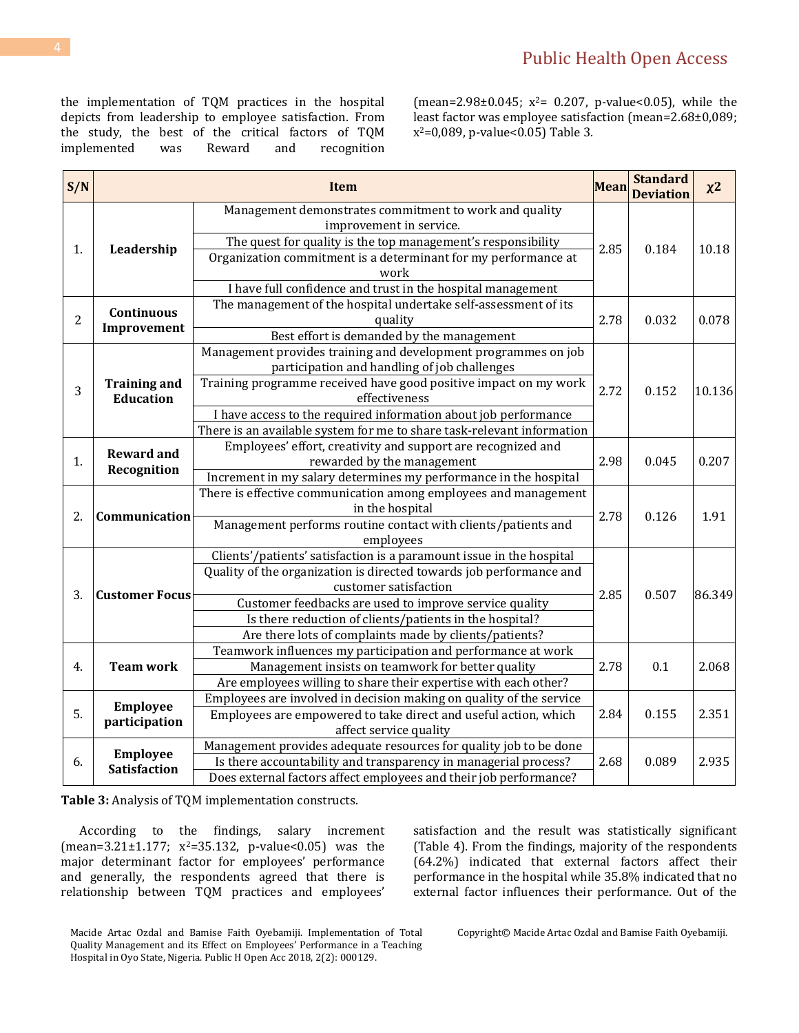the implementation of TQM practices in the hospital depicts from leadership to employee satisfaction. From the study, the best of the critical factors of TQM implemented was Reward and recognition (mean=2.98±0.045; $x^2$= 0.207, p-value<0.05), while the least factor was employee satisfaction (mean=2.68±0,089; $x^2$=0,089, p-value<0.05) Table 3.

| S/N | | Item | Mean | Standard Deviation | χ2 |
|---|---|---|---|---|---|
| 1. | **Leadership** | Management demonstrates commitment to work and quality improvement in service. | 2.85 | 0.184 | 10.18 |
| | | The quest for quality is the top management's responsibility | | | |
| | | Organization commitment is a determinant for my performance at work | | | |
| | | I have full confidence and trust in the hospital management | | | |
| 2 | **Continuous Improvement** | The management of the hospital undertake self-assessment of its quality | 2.78 | 0.032 | 0.078 |
| | | Best effort is demanded by the management | | | |
| 3 | **Training and Education** | Management provides training and development programmes on job participation and handling of job challenges | 2.72 | 0.152 | 10.136 |
| | | Training programme received have good positive impact on my work effectiveness | | | |
| | | I have access to the required information about job performance | | | |
| | | There is an available system for me to share task-relevant information | | | |
| 1. | **Reward and Recognition** | Employees' effort, creativity and support are recognized and rewarded by the management | 2.98 | 0.045 | 0.207 |
| | | Increment in my salary determines my performance in the hospital | | | |
| 2. | **Communication** | There is effective communication among employees and management in the hospital | 2.78 | 0.126 | 1.91 |
| | | Management performs routine contact with clients/patients and employees | | | |
| 3. | **Customer Focus** | Clients'/patients' satisfaction is a paramount issue in the hospital | 2.85 | 0.507 | 86.349 |
| | | Quality of the organization is directed towards job performance and customer satisfaction | | | |
| | | Customer feedbacks are used to improve service quality | | | |
| | | Is there reduction of clients/patients in the hospital? | | | |
| | | Are there lots of complaints made by clients/patients? | | | |
| 4. | **Team work** | Teamwork influences my participation and performance at work | 2.78 | 0.1 | 2.068 |
| | | Management insists on teamwork for better quality | | | |
| | | Are employees willing to share their expertise with each other? | | | |
| 5. | **Employee participation** | Employees are involved in decision making on quality of the service | 2.84 | 0.155 | 2.351 |
| | | Employees are empowered to take direct and useful action, which affect service quality | | | |
| 6. | **Employee Satisfaction** | Management provides adequate resources for quality job to be done | 2.68 | 0.089 | 2.935 |
| | | Is there accountability and transparency in managerial process? | | | |
| | | Does external factors affect employees and their job performance? | | | |

**Table 3:** Analysis of TQM implementation constructs.

According to the findings, salary increment (mean=3.21±1.177; $x^2$=35.132, p-value<0.05) was the major determinant factor for employees' performance and generally, the respondents agreed that there is relationship between TQM practices and employees' satisfaction and the result was statistically significant (Table 4). From the findings, majority of the respondents (64.2%) indicated that external factors affect their performance in the hospital while 35.8% indicated that no external factor influences their performance. Out of the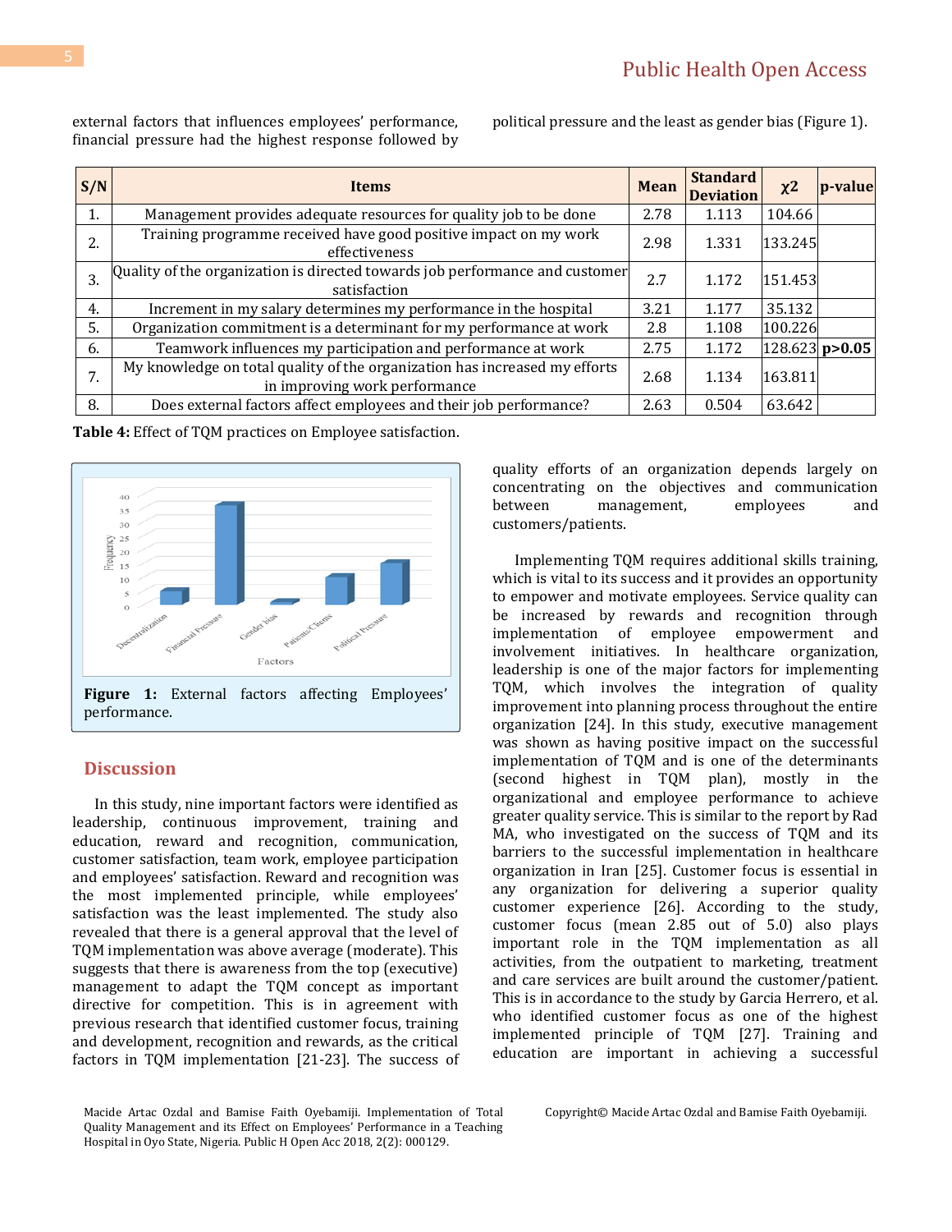external factors that influences employees' performance, financial pressure had the highest response followed by political pressure and the least as gender bias (Figure 1).

| S/N | Items | Mean | Standard Deviation | χ2 | p-value |
|---|---|---|---|---|---|
| 1. | Management provides adequate resources for quality job to be done | 2.78 | 1.113 | 104.66 | |
| 2. | Training programme received have good positive impact on my work effectiveness | 2.98 | 1.331 | 133.245 | |
| 3. | Quality of the organization is directed towards job performance and customer satisfaction | 2.7 | 1.172 | 151.453 | |
| 4. | Increment in my salary determines my performance in the hospital | 3.21 | 1.177 | 35.132 | |
| 5. | Organization commitment is a determinant for my performance at work | 2.8 | 1.108 | 100.226 | |
| 6. | Teamwork influences my participation and performance at work | 2.75 | 1.172 | 128.623 | **p>0.05** |
| 7. | My knowledge on total quality of the organization has increased my efforts in improving work performance | 2.68 | 1.134 | 163.811 | |
| 8. | Does external factors affect employees and their job performance? | 2.63 | 0.504 | 63.642 | |

**Table 4:** Effect of TQM practices on Employee satisfaction.

**Figure 1:** External factors affecting Employees' performance.

## Discussion

In this study, nine important factors were identified as leadership, continuous improvement, training and education, reward and recognition, communication, customer satisfaction, team work, employee participation and employees' satisfaction. Reward and recognition was the most implemented principle, while employees' satisfaction was the least implemented. The study also revealed that there is a general approval that the level of TQM implementation was above average (moderate). This suggests that there is awareness from the top (executive) management to adapt the TQM concept as important directive for competition. This is in agreement with previous research that identified customer focus, training and development, recognition and rewards, as the critical factors in TQM implementation [21-23]. The success of quality efforts of an organization depends largely on concentrating on the objectives and communication between management, employees and customers/patients.

Implementing TQM requires additional skills training, which is vital to its success and it provides an opportunity to empower and motivate employees. Service quality can be increased by rewards and recognition through implementation of employee empowerment and involvement initiatives. In healthcare organization, leadership is one of the major factors for implementing TQM, which involves the integration of quality improvement into planning process throughout the entire organization [24]. In this study, executive management was shown as having positive impact on the successful implementation of TQM and is one of the determinants (second highest in TQM plan), mostly in the organizational and employee performance to achieve greater quality service. This is similar to the report by Rad MA, who investigated on the success of TQM and its barriers to the successful implementation in healthcare organization in Iran [25]. Customer focus is essential in any organization for delivering a superior quality customer experience [26]. According to the study, customer focus (mean 2.85 out of 5.0) also plays important role in the TQM implementation as all activities, from the outpatient to marketing, treatment and care services are built around the customer/patient. This is in accordance to the study by Garcia Herrero, et al. who identified customer focus as one of the highest implemented principle of TQM [27]. Training and education are important in achieving a successful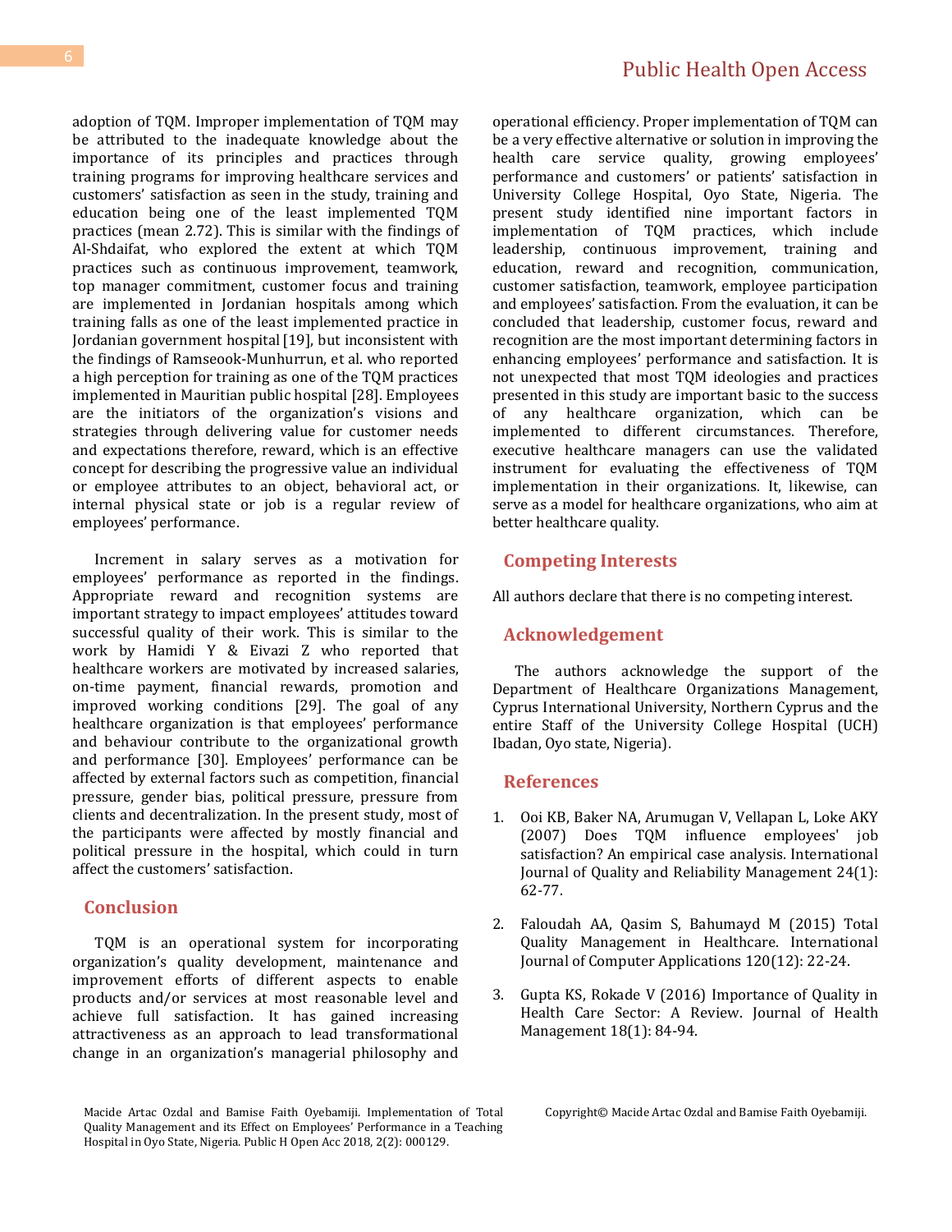adoption of TQM. Improper implementation of TQM may be attributed to the inadequate knowledge about the importance of its principles and practices through training programs for improving healthcare services and customers' satisfaction as seen in the study, training and education being one of the least implemented TQM practices (mean 2.72). This is similar with the findings of Al-Shdaifat, who explored the extent at which TQM practices such as continuous improvement, teamwork, top manager commitment, customer focus and training are implemented in Jordanian hospitals among which training falls as one of the least implemented practice in Jordanian government hospital [19], but inconsistent with the findings of Ramseook-Munhurrun, et al. who reported a high perception for training as one of the TQM practices implemented in Mauritian public hospital [28]. Employees are the initiators of the organization's visions and strategies through delivering value for customer needs and expectations therefore, reward, which is an effective concept for describing the progressive value an individual or employee attributes to an object, behavioral act, or internal physical state or job is a regular review of employees' performance.

Increment in salary serves as a motivation for employees' performance as reported in the findings. Appropriate reward and recognition systems are important strategy to impact employees' attitudes toward successful quality of their work. This is similar to the work by Hamidi Y & Eivazi Z who reported that healthcare workers are motivated by increased salaries, on-time payment, financial rewards, promotion and improved working conditions [29]. The goal of any healthcare organization is that employees' performance and behaviour contribute to the organizational growth and performance [30]. Employees' performance can be affected by external factors such as competition, financial pressure, gender bias, political pressure, pressure from clients and decentralization. In the present study, most of the participants were affected by mostly financial and political pressure in the hospital, which could in turn affect the customers' satisfaction.

## Conclusion

TQM is an operational system for incorporating organization's quality development, maintenance and improvement efforts of different aspects to enable products and/or services at most reasonable level and achieve full satisfaction. It has gained increasing attractiveness as an approach to lead transformational change in an organization's managerial philosophy and operational efficiency. Proper implementation of TQM can be a very effective alternative or solution in improving the health care service quality, growing employees' performance and customers' or patients' satisfaction in University College Hospital, Oyo State, Nigeria. The present study identified nine important factors in implementation of TQM practices, which include leadership, continuous improvement, training and education, reward and recognition, communication, customer satisfaction, teamwork, employee participation and employees' satisfaction. From the evaluation, it can be concluded that leadership, customer focus, reward and recognition are the most important determining factors in enhancing employees' performance and satisfaction. It is not unexpected that most TQM ideologies and practices presented in this study are important basic to the success of any healthcare organization, which can be implemented to different circumstances. Therefore, executive healthcare managers can use the validated instrument for evaluating the effectiveness of TQM implementation in their organizations. It, likewise, can serve as a model for healthcare organizations, who aim at better healthcare quality.

## Competing Interests

All authors declare that there is no competing interest.

## Acknowledgement

The authors acknowledge the support of the Department of Healthcare Organizations Management, Cyprus International University, Northern Cyprus and the entire Staff of the University College Hospital (UCH) Ibadan, Oyo state, Nigeria).

## References

1. Ooi KB, Baker NA, Arumugan V, Vellapan L, Loke AKY (2007) Does TQM influence employees' job satisfaction? An empirical case analysis. International Journal of Quality and Reliability Management 24(1): 62-77.

2. Faloudah AA, Qasim S, Bahumayd M (2015) Total Quality Management in Healthcare. International Journal of Computer Applications 120(12): 22-24.

3. Gupta KS, Rokade V (2016) Importance of Quality in Health Care Sector: A Review. Journal of Health Management 18(1): 84-94.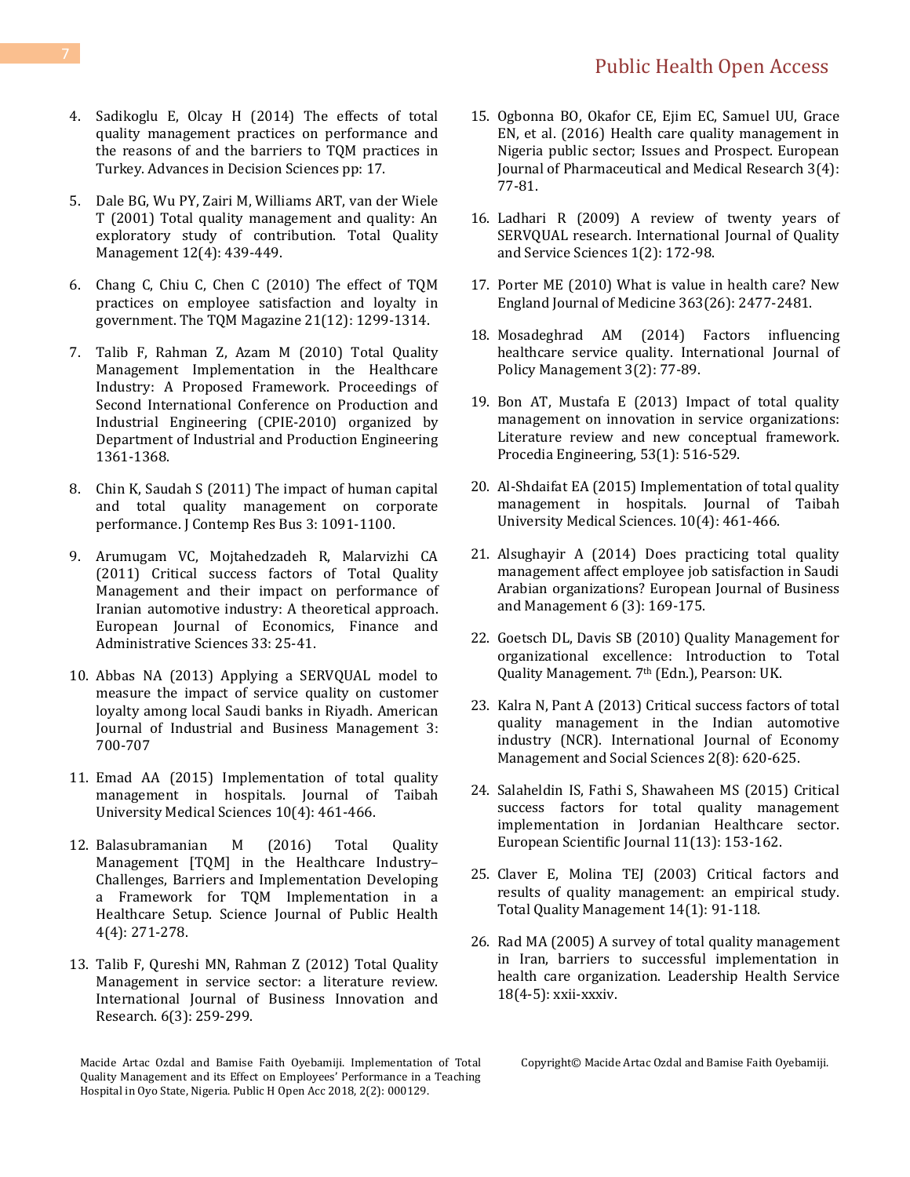4. Sadikoglu E, Olcay H (2014) The effects of total quality management practices on performance and the reasons of and the barriers to TQM practices in Turkey. Advances in Decision Sciences pp: 17.

5. Dale BG, Wu PY, Zairi M, Williams ART, van der Wiele T (2001) Total quality management and quality: An exploratory study of contribution. Total Quality Management 12(4): 439-449.

6. Chang C, Chiu C, Chen C (2010) The effect of TQM practices on employee satisfaction and loyalty in government. The TQM Magazine 21(12): 1299-1314.

7. Talib F, Rahman Z, Azam M (2010) Total Quality Management Implementation in the Healthcare Industry: A Proposed Framework. Proceedings of Second International Conference on Production and Industrial Engineering (CPIE-2010) organized by Department of Industrial and Production Engineering 1361-1368.

8. Chin K, Saudah S (2011) The impact of human capital and total quality management on corporate performance. J Contemp Res Bus 3: 1091-1100.

9. Arumugam VC, Mojtahedzadeh R, Malarvizhi CA (2011) Critical success factors of Total Quality Management and their impact on performance of Iranian automotive industry: A theoretical approach. European Journal of Economics, Finance and Administrative Sciences 33: 25-41.

10. Abbas NA (2013) Applying a SERVQUAL model to measure the impact of service quality on customer loyalty among local Saudi banks in Riyadh. American Journal of Industrial and Business Management 3: 700-707

11. Emad AA (2015) Implementation of total quality management in hospitals. Journal of Taibah University Medical Sciences 10(4): 461-466.

12. Balasubramanian M (2016) Total Quality Management [TQM] in the Healthcare Industry– Challenges, Barriers and Implementation Developing a Framework for TQM Implementation in a Healthcare Setup. Science Journal of Public Health 4(4): 271-278.

13. Talib F, Qureshi MN, Rahman Z (2012) Total Quality Management in service sector: a literature review. International Journal of Business Innovation and Research. 6(3): 259-299.

15. Ogbonna BO, Okafor CE, Ejim EC, Samuel UU, Grace EN, et al. (2016) Health care quality management in Nigeria public sector; Issues and Prospect. European Journal of Pharmaceutical and Medical Research 3(4): 77-81.

16. Ladhari R (2009) A review of twenty years of SERVQUAL research. International Journal of Quality and Service Sciences 1(2): 172-98.

17. Porter ME (2010) What is value in health care? New England Journal of Medicine 363(26): 2477-2481.

18. Mosadeghrad AM (2014) Factors influencing healthcare service quality. International Journal of Policy Management 3(2): 77-89.

19. Bon AT, Mustafa E (2013) Impact of total quality management on innovation in service organizations: Literature review and new conceptual framework. Procedia Engineering, 53(1): 516-529.

20. Al-Shdaifat EA (2015) Implementation of total quality management in hospitals. Journal of Taibah University Medical Sciences. 10(4): 461-466.

21. Alsughayir A (2014) Does practicing total quality management affect employee job satisfaction in Saudi Arabian organizations? European Journal of Business and Management 6 (3): 169-175.

22. Goetsch DL, Davis SB (2010) Quality Management for organizational excellence: Introduction to Total Quality Management. 7th (Edn.), Pearson: UK.

23. Kalra N, Pant A (2013) Critical success factors of total quality management in the Indian automotive industry (NCR). International Journal of Economy Management and Social Sciences 2(8): 620-625.

24. Salaheldin IS, Fathi S, Shawaheen MS (2015) Critical success factors for total quality management implementation in Jordanian Healthcare sector. European Scientific Journal 11(13): 153-162.

25. Claver E, Molina TEJ (2003) Critical factors and results of quality management: an empirical study. Total Quality Management 14(1): 91-118.

26. Rad MA (2005) A survey of total quality management in Iran, barriers to successful implementation in health care organization. Leadership Health Service 18(4-5): xxii-xxxiv.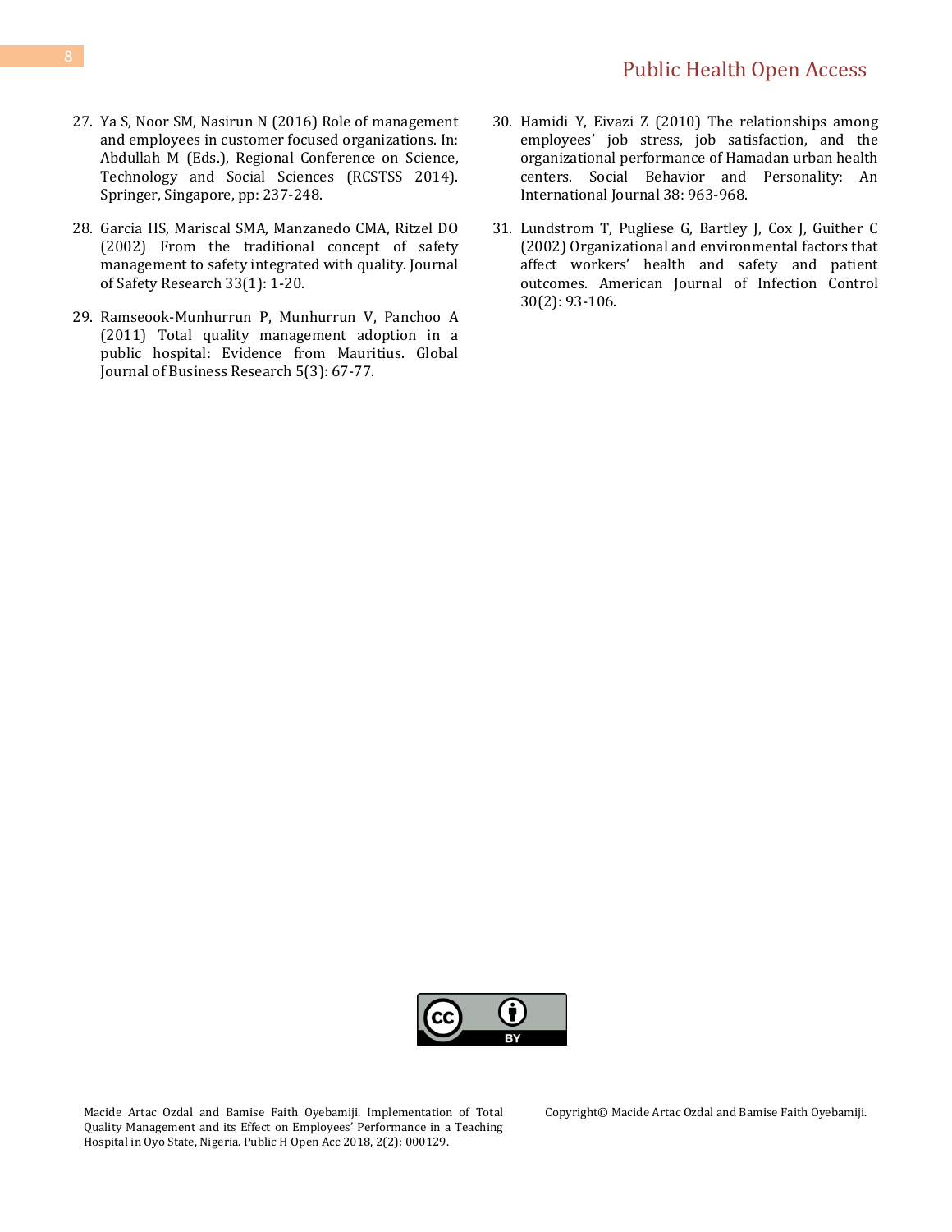27. Ya S, Noor SM, Nasirun N (2016) Role of management and employees in customer focused organizations. In: Abdullah M (Eds.), Regional Conference on Science, Technology and Social Sciences (RCSTSS 2014). Springer, Singapore, pp: 237-248.

28. Garcia HS, Mariscal SMA, Manzanedo CMA, Ritzel DO (2002) From the traditional concept of safety management to safety integrated with quality. Journal of Safety Research 33(1): 1-20.

29. Ramseook-Munhurrun P, Munhurrun V, Panchoo A (2011) Total quality management adoption in a public hospital: Evidence from Mauritius. Global Journal of Business Research 5(3): 67-77.

30. Hamidi Y, Eivazi Z (2010) The relationships among employees' job stress, job satisfaction, and the organizational performance of Hamadan urban health centers. Social Behavior and Personality: An International Journal 38: 963-968.

31. Lundstrom T, Pugliese G, Bartley J, Cox J, Guither C (2002) Organizational and environmental factors that affect workers' health and safety and patient outcomes. American Journal of Infection Control 30(2): 93-106.

Macide Artac Ozdal and Bamise Faith Oyebamiji. Implementation of Total Quality Management and its Effect on Employees' Performance in a Teaching Hospital in Oyo State, Nigeria. Public H Open Acc 2018, 2(2): 000129.

Copyright© Macide Artac Ozdal and Bamise Faith Oyebamiji.